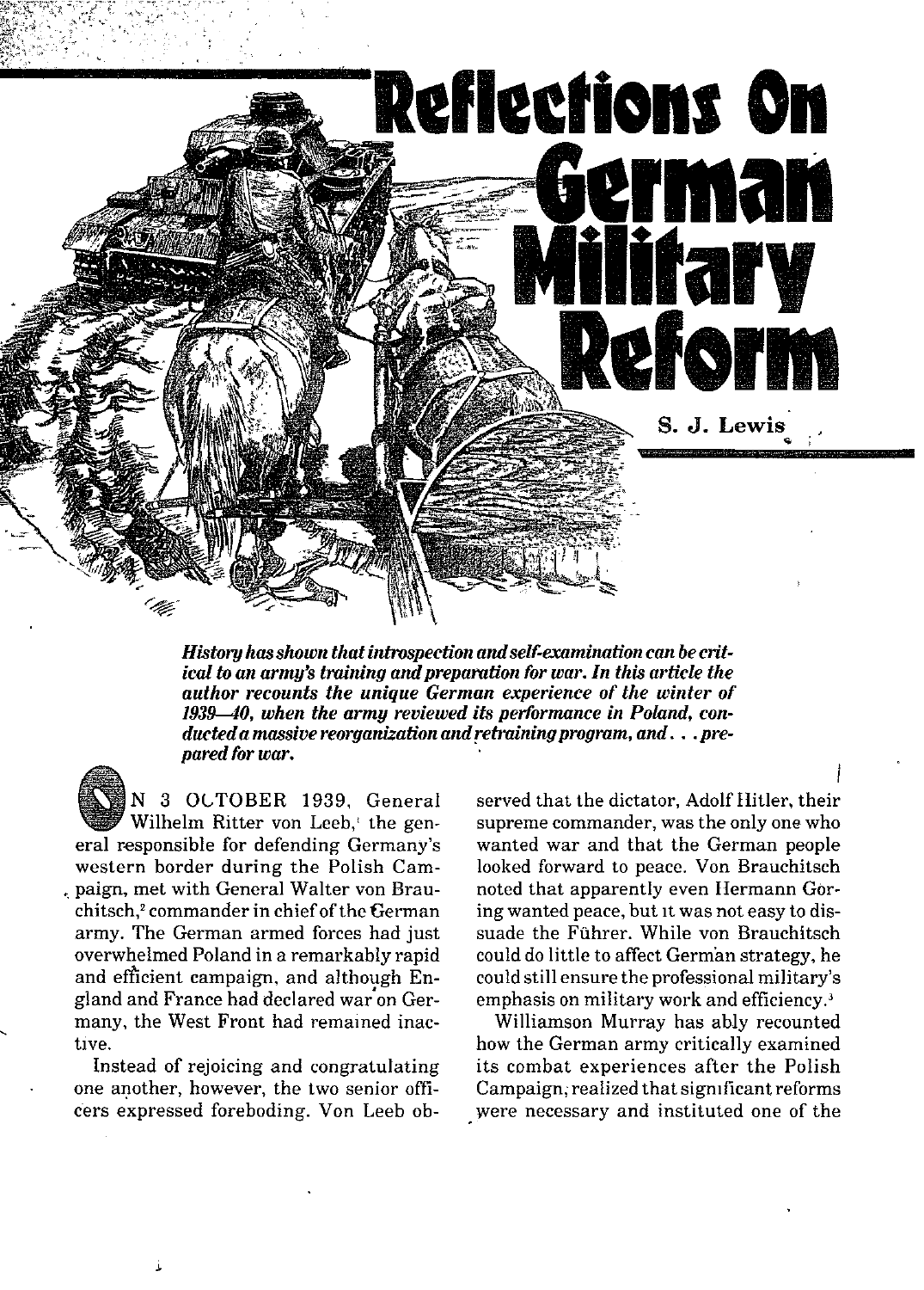# Reflections On German Military Reform

**S. J. Lewis**

***History has shown that introspection and self-examination can be critical to an army's training and preparation for war. In this article the author recounts the unique German experience of the winter of 1939–40, when the army reviewed its performance in Poland, conducted a massive reorganization and retraining program, and . . . prepared for war.***

ON 3 OCTOBER 1939, General Wilhelm Ritter von Leeb,[1] the general responsible for defending Germany's western border during the Polish Campaign, met with General Walter von Brauchitsch,[2] commander in chief of the German army. The German armed forces had just overwhelmed Poland in a remarkably rapid and efficient campaign, and although England and France had declared war on Germany, the West Front had remained inactive.

Instead of rejoicing and congratulating one another, however, the two senior officers expressed foreboding. Von Leeb observed that the dictator, Adolf Hitler, their supreme commander, was the only one who wanted war and that the German people looked forward to peace. Von Brauchitsch noted that apparently even Hermann Goring wanted peace, but it was not easy to dissuade the Führer. While von Brauchitsch could do little to affect German strategy, he could still ensure the professional military's emphasis on military work and efficiency.[3]

Williamson Murray has ably recounted how the German army critically examined its combat experiences after the Polish Campaign, realized that significant reforms were necessary and instituted one of the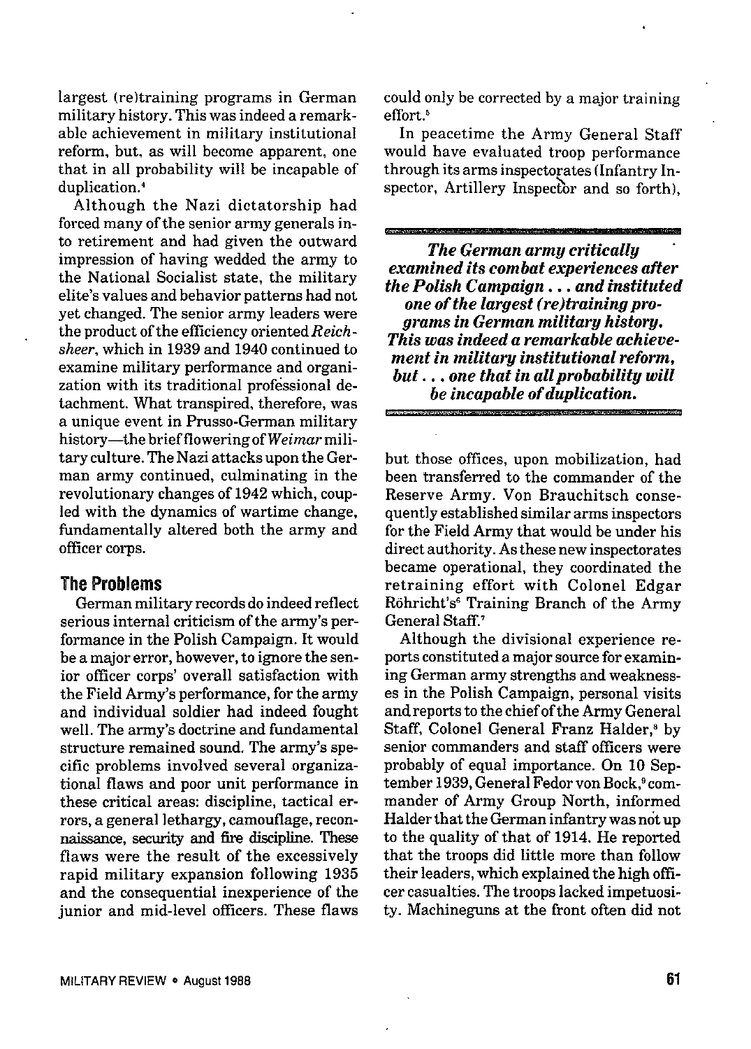largest (re)training programs in German military history. This was indeed a remarkable achievement in military institutional reform, but, as will become apparent, one that in all probability will be incapable of duplication.[4]

Although the Nazi dictatorship had forced many of the senior army generals into retirement and had given the outward impression of having wedded the army to the National Socialist state, the military elite's values and behavior patterns had not yet changed. The senior army leaders were the product of the efficiency oriented *Reichsheer*, which in 1939 and 1940 continued to examine military performance and organization with its traditional professional detachment. What transpired, therefore, was a unique event in Prusso-German military history—the brief flowering of *Weimar* military culture. The Nazi attacks upon the German army continued, culminating in the revolutionary changes of 1942 which, coupled with the dynamics of wartime change, fundamentally altered both the army and officer corps.

## The Problems

German military records do indeed reflect serious internal criticism of the army's performance in the Polish Campaign. It would be a major error, however, to ignore the senior officer corps' overall satisfaction with the Field Army's performance, for the army and individual soldier had indeed fought well. The army's doctrine and fundamental structure remained sound. The army's specific problems involved several organizational flaws and poor unit performance in these critical areas: discipline, tactical errors, a general lethargy, camouflage, reconnaissance, security and fire discipline. These flaws were the result of the excessively rapid military expansion following 1935 and the consequential inexperience of the junior and mid-level officers. These flaws could only be corrected by a major training effort.[5]

In peacetime the Army General Staff would have evaluated troop performance through its arms inspectorates (Infantry Inspector, Artillery Inspector and so forth),

***The German army critically examined its combat experiences after the Polish Campaign . . . and instituted one of the largest (re)training programs in German military history. This was indeed a remarkable achievement in military institutional reform, but . . . one that in all probability will be incapable of duplication.***

but those offices, upon mobilization, had been transferred to the commander of the Reserve Army. Von Brauchitsch consequently established similar arms inspectors for the Field Army that would be under his direct authority. As these new inspectorates became operational, they coordinated the retraining effort with Colonel Edgar Röhricht's[6] Training Branch of the Army General Staff.[7]

Although the divisional experience reports constituted a major source for examining German army strengths and weaknesses in the Polish Campaign, personal visits and reports to the chief of the Army General Staff, Colonel General Franz Halder,[8] by senior commanders and staff officers were probably of equal importance. On 10 September 1939, General Fedor von Bock,[9] commander of Army Group North, informed Halder that the German infantry was not up to the quality of that of 1914. He reported that the troops did little more than follow their leaders, which explained the high officer casualties. The troops lacked impetuosity. Machineguns at the front often did not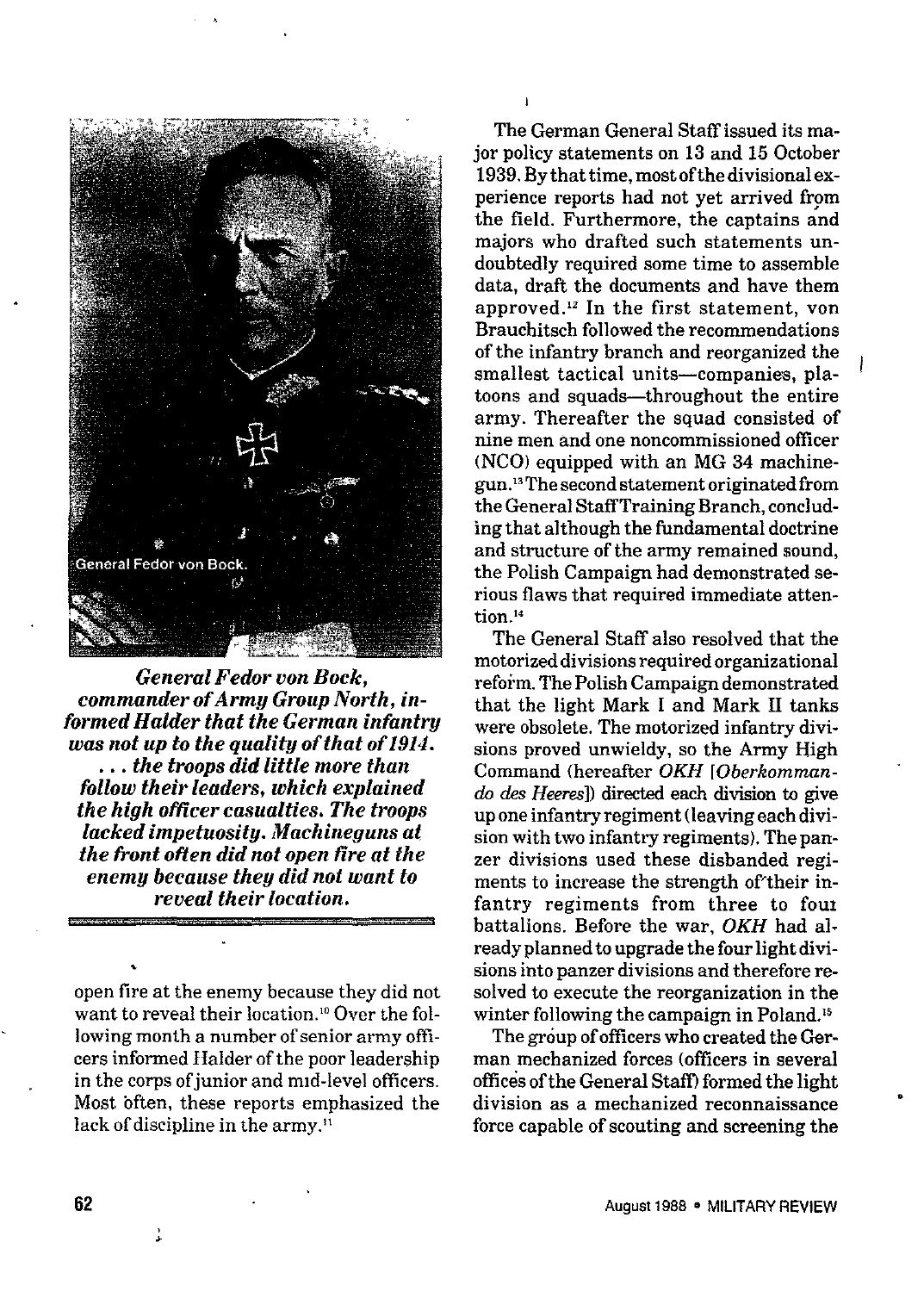General Fedor von Bock.

***General Fedor von Bock, commander of Army Group North, informed Halder that the German infantry was not up to the quality of that of 1914. . . . the troops did little more than follow their leaders, which explained the high officer casualties. The troops lacked impetuosity. Machineguns at the front often did not open fire at the enemy because they did not want to reveal their location.***

open fire at the enemy because they did not want to reveal their location.[10] Over the following month a number of senior army officers informed Halder of the poor leadership in the corps of junior and mid-level officers. Most often, these reports emphasized the lack of discipline in the army.[11]

The German General Staff issued its major policy statements on 13 and 15 October 1939. By that time, most of the divisional experience reports had not yet arrived from the field. Furthermore, the captains and majors who drafted such statements undoubtedly required some time to assemble data, draft the documents and have them approved.[12] In the first statement, von Brauchitsch followed the recommendations of the infantry branch and reorganized the smallest tactical units—companies, platoons and squads—throughout the entire army. Thereafter the squad consisted of nine men and one noncommissioned officer (NCO) equipped with an MG 34 machinegun.[13] The second statement originated from the General Staff Training Branch, concluding that although the fundamental doctrine and structure of the army remained sound, the Polish Campaign had demonstrated serious flaws that required immediate attention.[14]

The General Staff also resolved that the motorized divisions required organizational reform. The Polish Campaign demonstrated that the light Mark I and Mark II tanks were obsolete. The motorized infantry divisions proved unwieldy, so the Army High Command (hereafter *OKH* [*Oberkommando des Heeres*]) directed each division to give up one infantry regiment (leaving each division with two infantry regiments). The panzer divisions used these disbanded regiments to increase the strength of their infantry regiments from three to four battalions. Before the war, *OKH* had already planned to upgrade the four light divisions into panzer divisions and therefore resolved to execute the reorganization in the winter following the campaign in Poland.[15]

The group of officers who created the German mechanized forces (officers in several offices of the General Staff) formed the light division as a mechanized reconnaissance force capable of scouting and screening the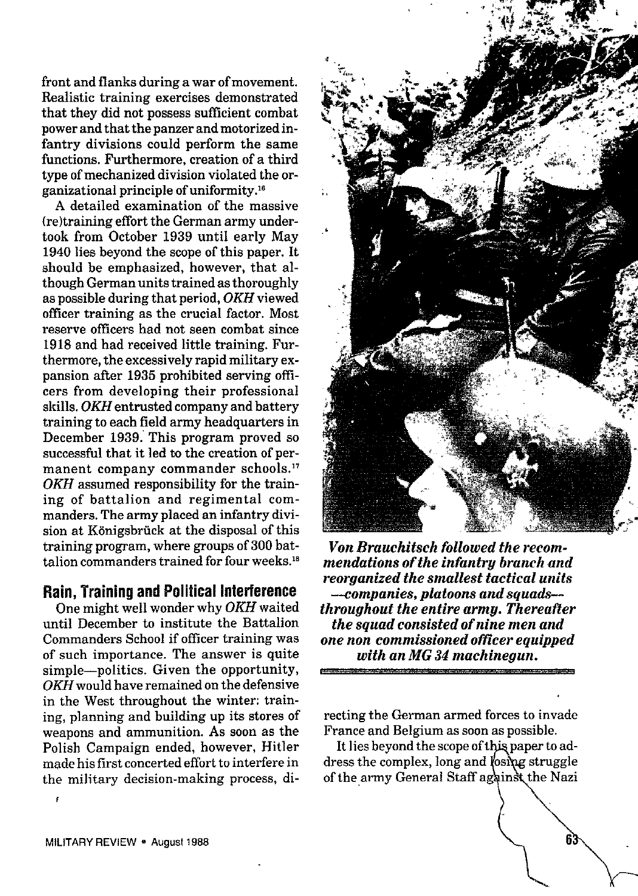front and flanks during a war of movement. Realistic training exercises demonstrated that they did not possess sufficient combat power and that the panzer and motorized infantry divisions could perform the same functions. Furthermore, creation of a third type of mechanized division violated the organizational principle of uniformity.[16]

A detailed examination of the massive (re)training effort the German army undertook from October 1939 until early May 1940 lies beyond the scope of this paper. It should be emphasized, however, that although German units trained as thoroughly as possible during that period, *OKH* viewed officer training as the crucial factor. Most reserve officers had not seen combat since 1918 and had received little training. Furthermore, the excessively rapid military expansion after 1935 prohibited serving officers from developing their professional skills. *OKH* entrusted company and battery training to each field army headquarters in December 1939. This program proved so successful that it led to the creation of permanent company commander schools.[17] *OKH* assumed responsibility for the training of battalion and regimental commanders. The army placed an infantry division at Königsbrück at the disposal of this training program, where groups of 300 battalion commanders trained for four weeks.[18]

## Rain, Training and Political Interference

One might well wonder why *OKH* waited until December to institute the Battalion Commanders School if officer training was of such importance. The answer is quite simple—politics. Given the opportunity, *OKH* would have remained on the defensive in the West throughout the winter: training, planning and building up its stores of weapons and ammunition. As soon as the Polish Campaign ended, however, Hitler made his first concerted effort to interfere in the military decision-making process, directing the German armed forces to invade France and Belgium as soon as possible.

***Von Brauchitsch followed the recommendations of the infantry branch and reorganized the smallest tactical units —companies, platoons and squads— throughout the entire army. Thereafter the squad consisted of nine men and one non commissioned officer equipped with an MG 34 machinegun.***

It lies beyond the scope of this paper to address the complex, long and losing struggle of the army General Staff against the Nazi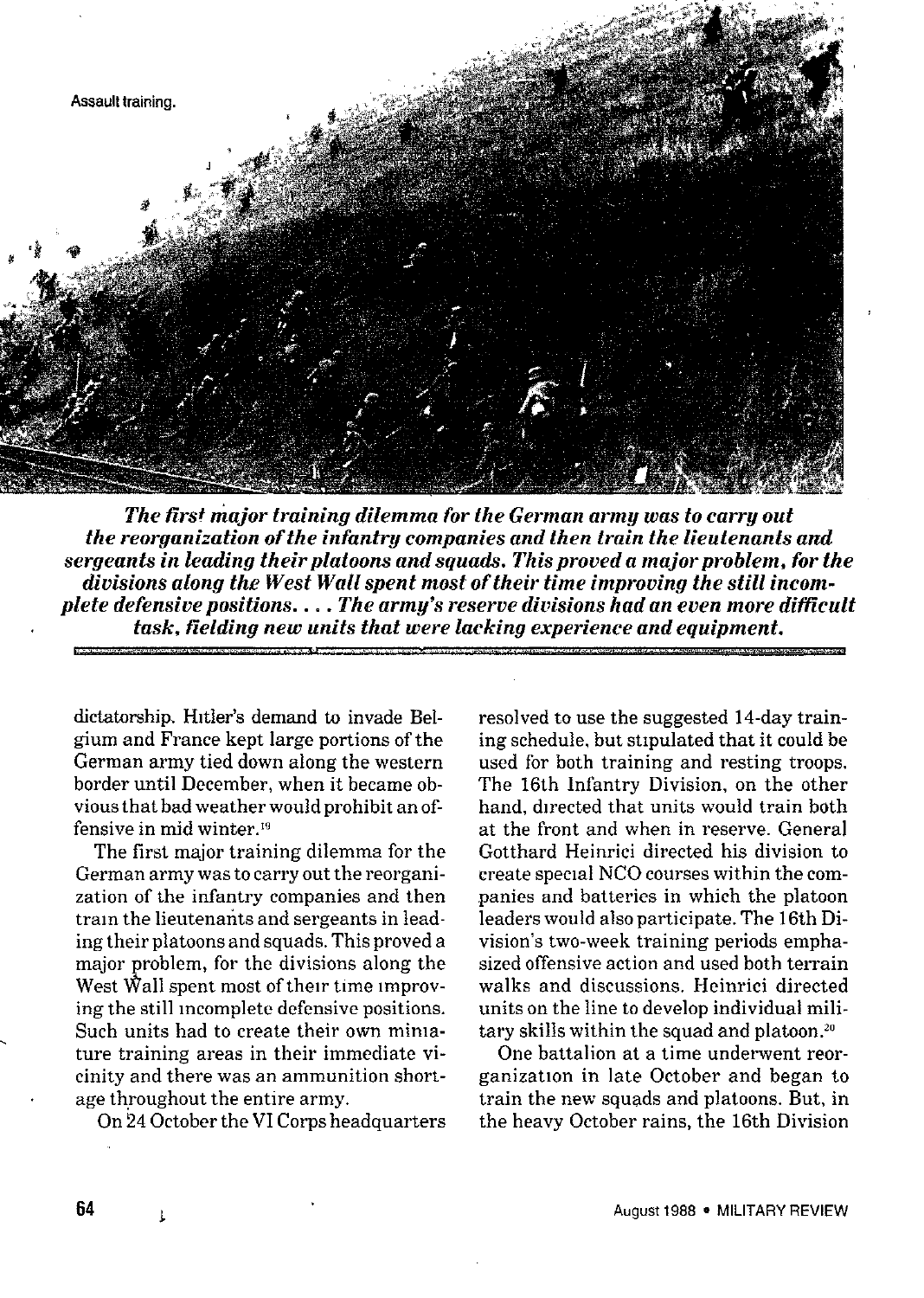Assault training.

***The first major training dilemma for the German army was to carry out the reorganization of the infantry companies and then train the lieutenants and sergeants in leading their platoons and squads. This proved a major problem, for the divisions along the West Wall spent most of their time improving the still incomplete defensive positions. . . . The army's reserve divisions had an even more difficult task, fielding new units that were lacking experience and equipment.***

dictatorship. Hitler's demand to invade Belgium and France kept large portions of the German army tied down along the western border until December, when it became obvious that bad weather would prohibit an offensive in mid winter.[19]

The first major training dilemma for the German army was to carry out the reorganization of the infantry companies and then train the lieutenants and sergeants in leading their platoons and squads. This proved a major problem, for the divisions along the West Wall spent most of their time improving the still incomplete defensive positions. Such units had to create their own miniature training areas in their immediate vicinity and there was an ammunition shortage throughout the entire army.

On 24 October the VI Corps headquarters resolved to use the suggested 14-day training schedule, but stipulated that it could be used for both training and resting troops. The 16th Infantry Division, on the other hand, directed that units would train both at the front and when in reserve. General Gotthard Heinrici directed his division to create special NCO courses within the companies and batteries in which the platoon leaders would also participate. The 16th Division's two-week training periods emphasized offensive action and used both terrain walks and discussions. Heinrici directed units on the line to develop individual military skills within the squad and platoon.[20]

One battalion at a time underwent reorganization in late October and began to train the new squads and platoons. But, in the heavy October rains, the 16th Division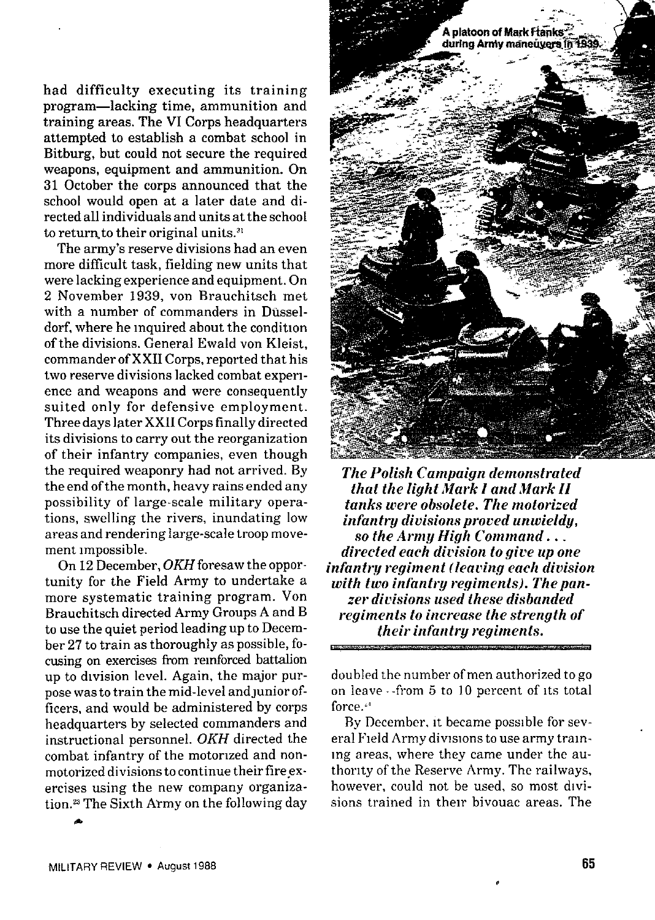had difficulty executing its training program—lacking time, ammunition and training areas. The VI Corps headquarters attempted to establish a combat school in Bitburg, but could not secure the required weapons, equipment and ammunition. On 31 October the corps announced that the school would open at a later date and directed all individuals and units at the school to return to their original units.[21]

The army's reserve divisions had an even more difficult task, fielding new units that were lacking experience and equipment. On 2 November 1939, von Brauchitsch met with a number of commanders in Düsseldorf, where he inquired about the condition of the divisions. General Ewald von Kleist, commander of XXII Corps, reported that his two reserve divisions lacked combat experience and weapons and were consequently suited only for defensive employment. Three days later XXII Corps finally directed its divisions to carry out the reorganization of their infantry companies, even though the required weaponry had not arrived. By the end of the month, heavy rains ended any possibility of large-scale military operations, swelling the rivers, inundating low areas and rendering large-scale troop movement impossible.

On 12 December, *OKH* foresaw the opportunity for the Field Army to undertake a more systematic training program. Von Brauchitsch directed Army Groups A and B to use the quiet period leading up to December 27 to train as thoroughly as possible, focusing on exercises from reinforced battalion up to division level. Again, the major purpose was to train the mid-level and junior officers, and would be administered by corps headquarters by selected commanders and instructional personnel. *OKH* directed the combat infantry of the motorized and nonmotorized divisions to continue their fire exercises using the new company organization.[23] The Sixth Army on the following day doubled the number of men authorized to go on leave—from 5 to 10 percent of its total force.[24]

By December, it became possible for several Field Army divisions to use army training areas, where they came under the authority of the Reserve Army. The railways, however, could not be used, so most divisions trained in their bivouac areas. The

A platoon of Mark I tanks during Army maneuvers in 1939.

***The Polish Campaign demonstrated that the light Mark I and Mark II tanks were obsolete. The motorized infantry divisions proved unwieldy, so the Army High Command . . . directed each division to give up one infantry regiment (leaving each division with two infantry regiments). The panzer divisions used these disbanded regiments to increase the strength of their infantry regiments.***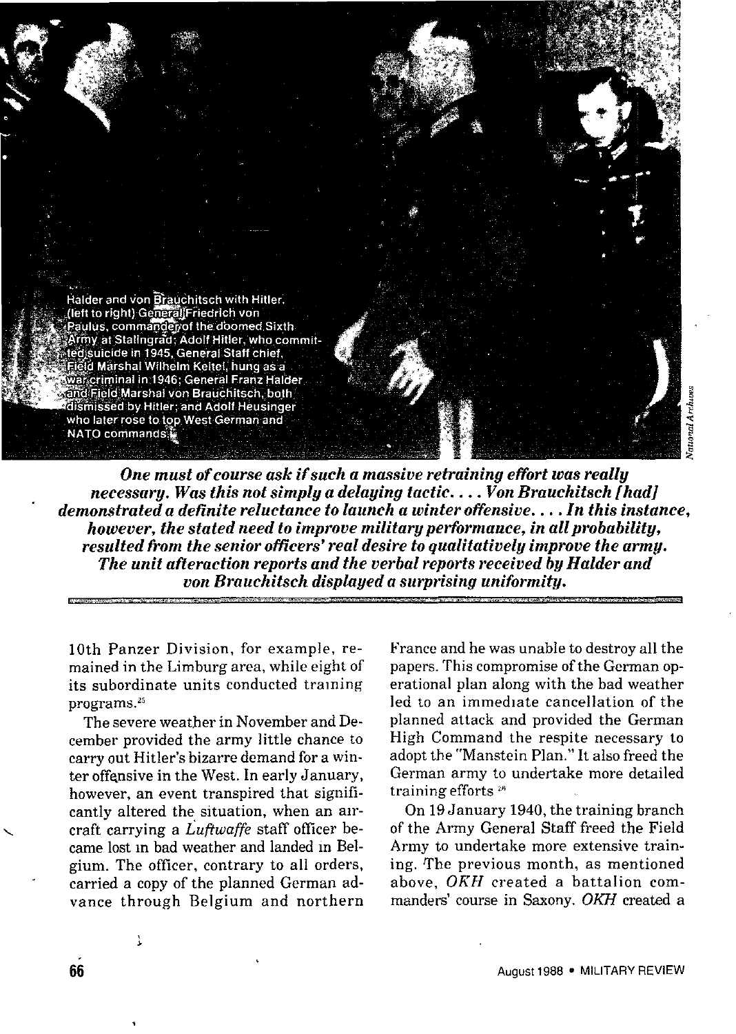Halder and von Brauchitsch with Hitler. (left to right) General Friedrich von Paulus, commander of the doomed Sixth Army at Stalingrad; Adolf Hitler, who committed suicide in 1945, General Staff chief, Field Marshal Wilhelm Keitel, hung as a war criminal in 1946; General Franz Halder and Field Marshal von Brauchitsch, both dismissed by Hitler; and Adolf Heusinger who later rose to top West German and NATO commands.

***One must of course ask if such a massive retraining effort was really necessary. Was this not simply a delaying tactic. . . . Von Brauchitsch [had] demonstrated a definite reluctance to launch a winter offensive. . . . In this instance, however, the stated need to improve military performance, in all probability, resulted from the senior officers' real desire to qualitatively improve the army. The unit afteraction reports and the verbal reports received by Halder and von Brauchitsch displayed a surprising uniformity.***

10th Panzer Division, for example, remained in the Limburg area, while eight of its subordinate units conducted training programs.[25]

The severe weather in November and December provided the army little chance to carry out Hitler's bizarre demand for a winter offensive in the West. In early January, however, an event transpired that significantly altered the situation, when an aircraft carrying a *Luftwaffe* staff officer became lost in bad weather and landed in Belgium. The officer, contrary to all orders, carried a copy of the planned German advance through Belgium and northern France and he was unable to destroy all the papers. This compromise of the German operational plan along with the bad weather led to an immediate cancellation of the planned attack and provided the German High Command the respite necessary to adopt the "Manstein Plan." It also freed the German army to undertake more detailed training efforts.[26]

On 19 January 1940, the training branch of the Army General Staff freed the Field Army to undertake more extensive training. The previous month, as mentioned above, *OKH* created a battalion commanders' course in Saxony. *OKH* created a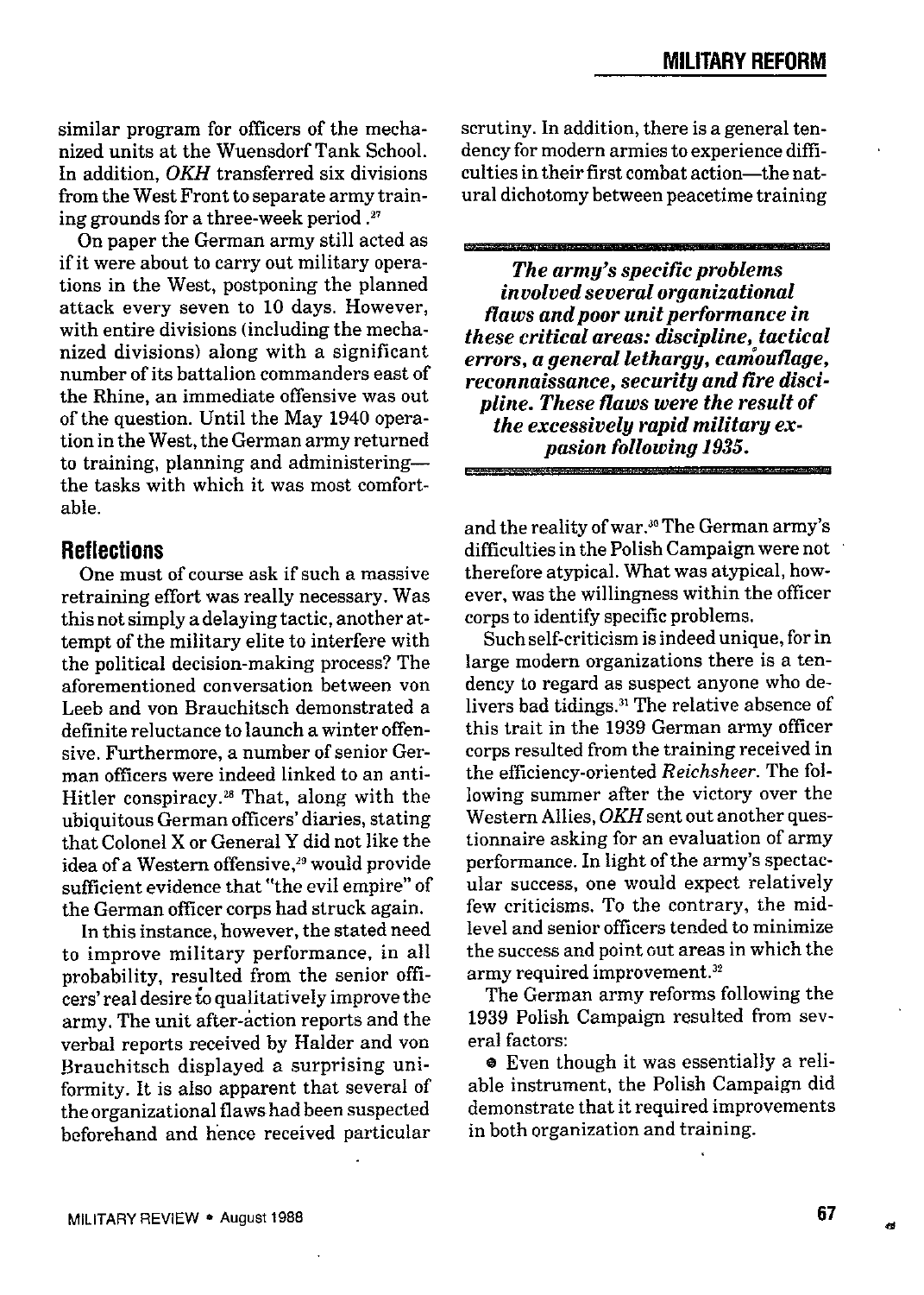similar program for officers of the mechanized units at the Wuensdorf Tank School. In addition, *OKH* transferred six divisions from the West Front to separate army training grounds for a three-week period.[27]

On paper the German army still acted as if it were about to carry out military operations in the West, postponing the planned attack every seven to 10 days. However, with entire divisions (including the mechanized divisions) along with a significant number of its battalion commanders east of the Rhine, an immediate offensive was out of the question. Until the May 1940 operation in the West, the German army returned to training, planning and administering—the tasks with which it was most comfortable.

## Reflections

One must of course ask if such a massive retraining effort was really necessary. Was this not simply a delaying tactic, another attempt of the military elite to interfere with the political decision-making process? The aforementioned conversation between von Leeb and von Brauchitsch demonstrated a definite reluctance to launch a winter offensive. Furthermore, a number of senior German officers were indeed linked to an anti-Hitler conspiracy.[28] That, along with the ubiquitous German officers' diaries, stating that Colonel X or General Y did not like the idea of a Western offensive,[29] would provide sufficient evidence that "the evil empire" of the German officer corps had struck again.

In this instance, however, the stated need to improve military performance, in all probability, resulted from the senior officers' real desire to qualitatively improve the army. The unit after-action reports and the verbal reports received by Halder and von Brauchitsch displayed a surprising uniformity. It is also apparent that several of the organizational flaws had been suspected beforehand and hence received particular scrutiny. In addition, there is a general tendency for modern armies to experience difficulties in their first combat action—the natural dichotomy between peacetime training and the reality of war.[30] The German army's difficulties in the Polish Campaign were not therefore atypical. What was atypical, however, was the willingness within the officer corps to identify specific problems.

> ***The army's specific problems involved several organizational flaws and poor unit performance in these critical areas: discipline, tactical errors, a general lethargy, camouflage, reconnaissance, security and fire discipline. These flaws were the result of the excessively rapid military expasion following 1935.***

Such self-criticism is indeed unique, for in large modern organizations there is a tendency to regard as suspect anyone who delivers bad tidings.[31] The relative absence of this trait in the 1939 German army officer corps resulted from the training received in the efficiency-oriented *Reichsheer*. The following summer after the victory over the Western Allies, *OKH* sent out another questionnaire asking for an evaluation of army performance. In light of the army's spectacular success, one would expect relatively few criticisms. To the contrary, the mid-level and senior officers tended to minimize the success and point out areas in which the army required improvement.[32]

The German army reforms following the 1939 Polish Campaign resulted from several factors:

- Even though it was essentially a reliable instrument, the Polish Campaign did demonstrate that it required improvements in both organization and training.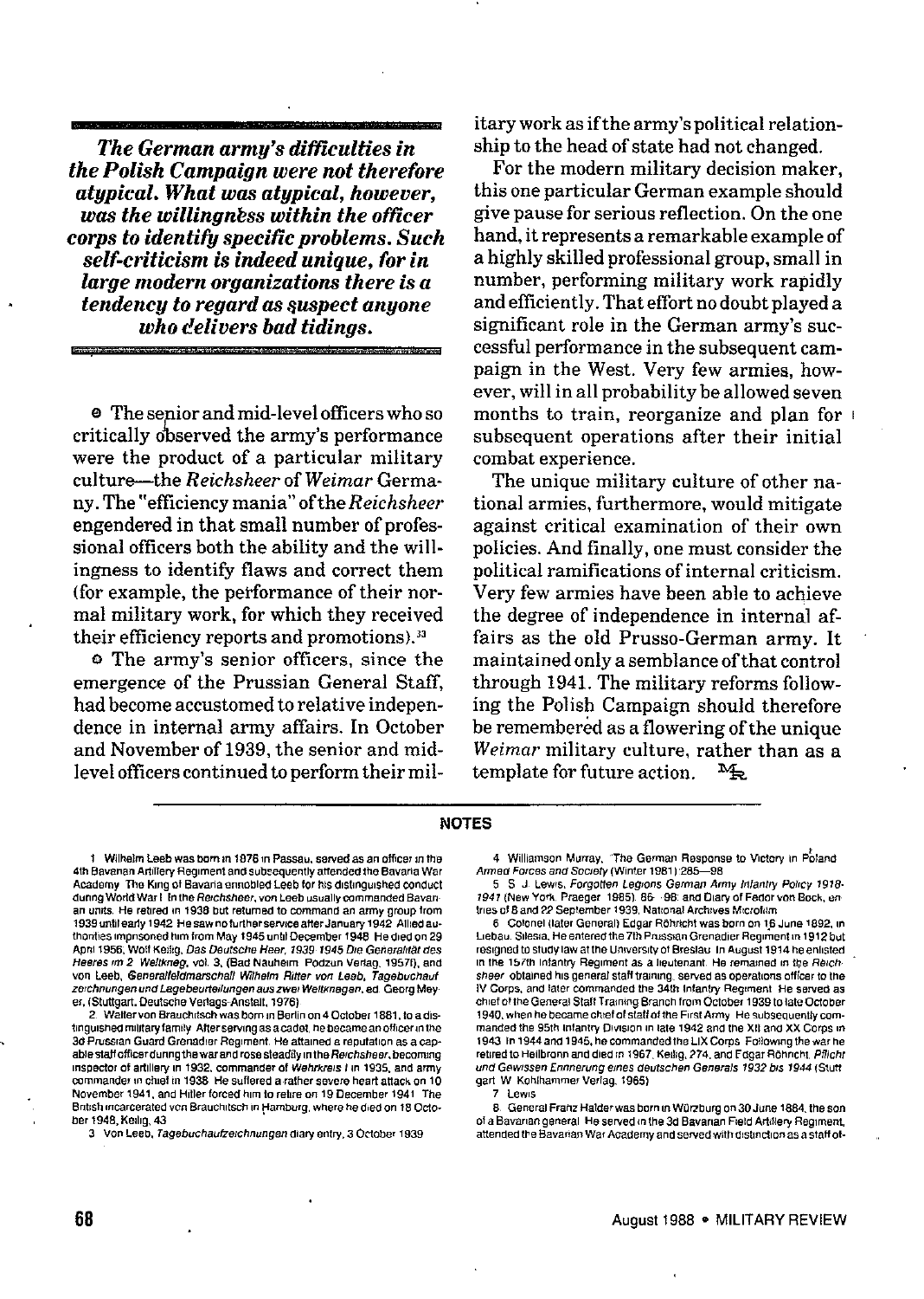***The German army's difficulties in the Polish Campaign were not therefore atypical. What was atypical, however, was the willingness within the officer corps to identify specific problems. Such self-criticism is indeed unique, for in large modern organizations there is a tendency to regard as suspect anyone who delivers bad tidings.***

The senior and mid-level officers who so critically observed the army's performance were the product of a particular military culture—the *Reichsheer* of *Weimar* Germany. The "efficiency mania" of the *Reichsheer* engendered in that small number of professional officers both the ability and the willingness to identify flaws and correct them (for example, the performance of their normal military work, for which they received their efficiency reports and promotions).[33]

The army's senior officers, since the emergence of the Prussian General Staff, had become accustomed to relative independence in internal army affairs. In October and November of 1939, the senior and mid-level officers continued to perform their military work as if the army's political relationship to the head of state had not changed.

For the modern military decision maker, this one particular German example should give pause for serious reflection. On the one hand, it represents a remarkable example of a highly skilled professional group, small in number, performing military work rapidly and efficiently. That effort no doubt played a significant role in the German army's successful performance in the subsequent campaign in the West. Very few armies, however, will in all probability be allowed seven months to train, reorganize and plan for subsequent operations after their initial combat experience.

The unique military culture of other national armies, furthermore, would mitigate against critical examination of their own policies. And finally, one must consider the political ramifications of internal criticism. Very few armies have been able to achieve the degree of independence in internal affairs as the old Prusso-German army. It maintained only a semblance of that control through 1941. The military reforms following the Polish Campaign should therefore be remembered as a flowering of the unique *Weimar* military culture, rather than as a template for future action.

## NOTES

1. Wilhelm Leeb was born in 1876 in Passau, served as an officer in the 4th Bavarian Artillery Regiment and subsequently attended the Bavaria War Academy. The King of Bavaria ennobled Leeb for his distinguished conduct during World War I. In the *Reichsheer*, von Leeb usually commanded Bavarian units. He retired in 1938 but returned to command an army group from 1939 until early 1942. He saw no further service after January 1942. Allied authorities imprisoned him from May 1945 until December 1948. He died on 29 April 1956; Wolf Keilig, *Das Deutsche Heer, 1939 1945 Die Generalität des Heeres im 2. Weltkrieg*, vol. 3, (Bad Nauheim: Podzun Verlag, 1957f), and von Leeb, *Generalfeldmarschall Wilhelm Ritter von Leeb, Tagebuchaufzeichnungen und Lagebeurteilungen aus zwei Weltkriegen*, ed. Georg Meyer, (Stuttgart: Deutsche Verlags-Anstalt, 1976).
2. Walter von Brauchitsch was born in Berlin on 4 October 1881, to a distinguished military family. After serving as a cadet, he became an officer in the 3d Prussian Guard Grenadier Regiment. He attained a reputation as a capable staff officer during the war and rose steadily in the *Reichsheer*, becoming inspector of artillery in 1932, commander of *Wehrkreis I* in 1935, and army commander in chief in 1938. He suffered a rather severe heart attack on 10 November 1941, and Hitler forced him to retire on 19 December 1941. The British incarcerated von Brauchitsch in Hamburg, where he died on 18 October 1948; Keilig, 43.
3. Von Leeb, *Tagebuchaufzeichnungen* diary entry, 3 October 1939.
4. Williamson Murray, "The German Response to Victory in Poland," *Armed Forces and Society* (Winter 1981):285—98.
5. S. J. Lewis, *Forgotten Legions German Army Infantry Policy 1918-1941* (New York: Praeger, 1985), 86—98; and Diary of Fedor von Bock, entries of 8 and 22 September 1939, National Archives Microfilm.
6. Colonel (later General) Edgar Röhricht was born on 16 June 1892, in Liebau, Silesia. He entered the 7th Prussian Grenadier Regiment in 1912 but resigned to study law at the University of Breslau. In August 1914 he enlisted in the 157th Infantry Regiment as a lieutenant. He remained in the *Reichsheer*, obtained his general staff training, served as operations officer to the IV Corps, and later commanded the 34th Infantry Regiment. He served as chief of the General Staff Training Branch from October 1939 to late October 1940, when he became chief of staff of the First Army. He subsequently commanded the 95th Infantry Division in late 1942 and the XII and XX Corps in 1943. In 1944 and 1945, he commanded the LIX Corps. Following the war he retired to Heilbronn and died in 1967; Keilig, 274, and Edgar Röhricht, *Pflicht und Gewissen Erinnerung eines deutschen Generals 1932 bis 1944* (Stuttgart: W. Kohlhammer Verlag, 1965).
7. Lewis.
8. General Franz Halder was born in Würzburg on 30 June 1884, the son of a Bavarian general. He served in the 3d Bavarian Field Artillery Regiment, attended the Bavarian War Academy and served with distinction as a staff of-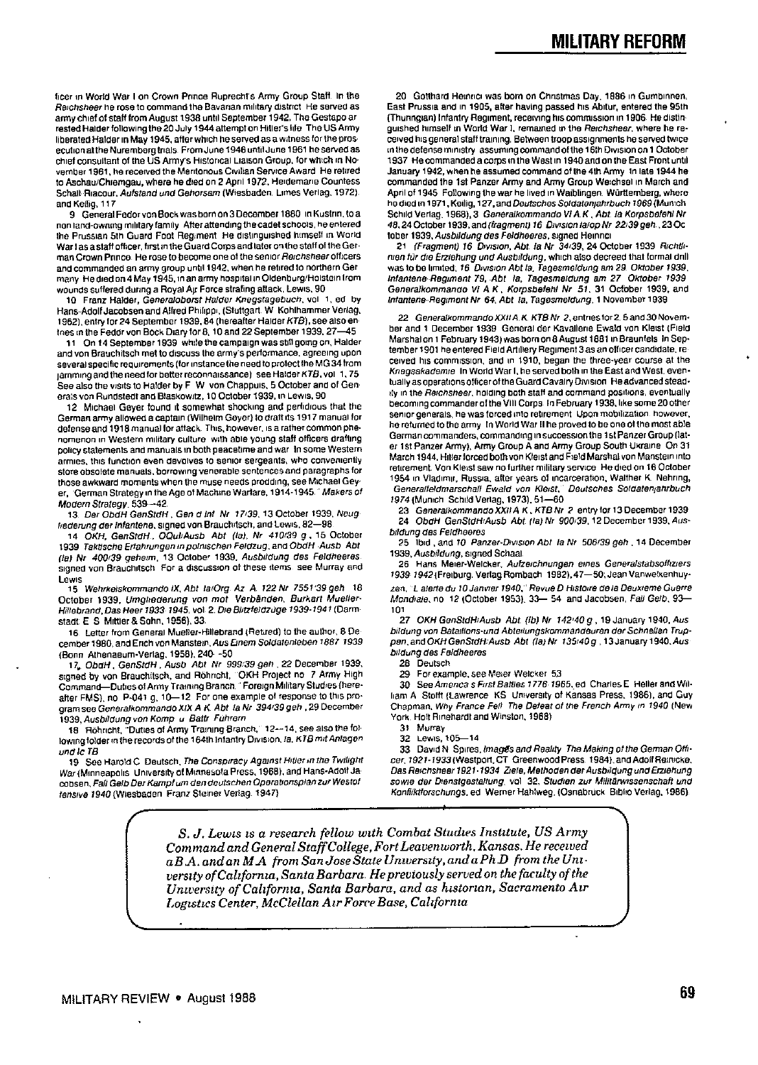ficer in World War I on Crown Prince Rupprecht's Army Group Staff. In the *Reichsheer* he rose to command the Bavarian military district. He served as army chief of staff from August 1938 until September 1942. The Gestapo arrested Halder following the 20 July 1944 attempt on Hitler's life. The US Army liberated Halder in May 1945, after which he served as a witness for the prosecution at the Nuremberg trials. From June 1946 until June 1961 he served as chief consultant of the US Army's Historical Liaison Group, for which in November 1961, he received the Meritorious Civilian Service Award. He retired to Aschau/Chiemgau, where he died on 2 April 1972. Heidemarie Countess Schall-Riacour, *Aufstand und Gehorsam* (Wiesbaden: Limes Verlag, 1972), and Keilig, 117.

9. General Fedor von Bock was born on 3 December 1880 in Kustrin, to a non land-owning military family. After attending the cadet schools, he entered the Prussian 5th Guard Foot Regiment. He distinguished himself in World War I as a staff officer, first in the Guard Corps and later on the staff of the German Crown Prince. He rose to become one of the senior *Reichsheer* officers and commanded an army group until 1942, when he retired to northern Germany. He died on 4 May 1945, in an army hospital in Oldenburg/Holstein from wounds suffered during a Royal Air Force strafing attack. Lewis, 90.

10. Franz Halder, *Generaloberst Halder Kriegstagebuch*, vol. 1, ed. by Hans-Adolf Jacobsen and Alfred Philippi, (Stuttgart: W. Kohlhammer Verlag, 1962), entry for 24 September 1939, 84 (hereafter Halder *KTB*), see also entries in the Fedor von Bock Diary for 8, 10 and 22 September 1939, 27—45.

11. On 14 September 1939 while the campaign was still going on, Halder and von Brauchitsch met to discuss the army's performance, agreeing upon several specific requirements (for instance the need to protect the MG34 from jamming and the need for better reconnaissance). see Halder *KTB*, vol. 1, 75. See also the visits to Halder by F. W. von Chappuis, 5 October and of Generals von Rundstedt and Blaskowitz, 10 October 1939, in Lewis, 90.

12. Michael Geyer found it somewhat shocking and perfidious that the German army allowed a captain (Wilhelm Geyer) to draft its 1917 manual for defense and 1918 manual for attack. This, however, is a rather common phenomenon in Western military culture with able young staff officers drafting policy statements and manuals in both peacetime and war. In some Western armies, this function even devolves to senior sergeants, who conveniently store obsolete manuals, borrowing venerable sentences and paragraphs for those awkward moments when the muse needs prodding, see Michael Geyer, "German Strategy in the Age of Machine Warfare, 1914-1945," *Makers of Modern Strategy*, 539—42.

13. *Der ObdH GenStdH., Gen d Inf Nr 17/39*, 13 October 1939, *Neugliederung der Infanterie*, signed von Brauchitsch, and Lewis, 82—98.

14. *OKH, GenStdH., OQuI/Ausb Abt (Ia), Nr 410/39 g.*, 15 October 1939. *Taktische Erfahrungen in polnischen Feldzug*, and *ObdH Ausb Abt (Ia) Nr 400/39 geheim*, 13 October 1939, *Ausbildung des Feldheeres*, signed von Brauchitsch. For a discussion of these items see Murray and Lewis.

15. *Wehrkreiskommando IX, Abt Ia/Org Az A 122 Nr 7551/39 geh.* 18 October 1939, *Umgliederung von mot Verbänden*, Burkart Mueller-Hillebrand, *Das Heer 1933-1945*, vol. 2, *Die Blitzfeldzuge 1939-1941* (Darmstadt: E. S. Mittler & Sohn, 1956), 33.

16. Letter from General Mueller-Hillebrand (Retired) to the author, 8 December 1980, and Erich von Manstein, *Aus Einem Soldatenleben 1887-1939* (Bonn: Athenaeum-Verlag, 1958), 240—50.

17. *ObdH., GenStdH., Ausb. Abt Nr 999/39 geh.*, 22 December 1939, signed by von Brauchitsch, and Rohricht, "OKH Project no. 7 Army High Command—Duties of Army Training Branch," Foreign Military Studies (hereafter FMS), no. P-041 g, 10—12. For one example of response to this program see *Generalkommando XIX A.K. Abt Ia Nr 394/39 geh.*, 29 December 1939, *Ausbildung von Komp. u. Battr. Fuhrern*.

18. Rohricht, "Duties of Army Training Branch," 12—14, see also the following folder in the records of the 164th Infantry Division, *Ia, KTB mit Anlagen und Ic TB*.

19. See Harold C. Deutsch, *The Conspiracy Against Hitler in the Twilight War* (Minneapolis: University of Minnesota Press, 1968), and Hans-Adolf Jacobsen, *Fall Gelb Der Kampf um den deutschen Operationsplan zur Westoffensive 1940* (Wiesbaden: Franz Steiner Verlag, 1947).

20. Gotthard Heinrici was born on Christmas Day, 1886 in Gumbinnen, East Prussia and in 1905, after having passed his Abitur, entered the 95th (Thuringian) Infantry Regiment, receiving his commission in 1906. He distinguished himself in World War I, remained in the *Reichsheer*, where he received his general staff training. Between troop assignments he served twice in the defense ministry, assuming command of the 16th Division on 1 October 1937. He commanded a corps in the West in 1940 and on the East Front until January 1942, when he assumed command of the 4th Army. In late 1944 he commanded the 1st Panzer Army and Army Group Weichsel in March and April of 1945. Following the war he lived in Waiblingen, Württemberg, where he died in 1971, Keilig, 127, and *Deutsches Soldatenjahrbuch 1969* (Munich: Schild Verlag, 1968), 3. *Generalkommando VI A.K., Abt. Ia Korpsbefehl Nr 48*, 24 October 1939, and *(fragment) 16 Division Ia/op Nr 22/39 geh.*, 23 October 1939, *Ausbildung des Feldheeres*, signed Heinrici.

21. *(Fragment) 16 Division, Abt. Ia Nr 34/39*, 24 October 1939. *Richtlinien für die Erziehung und Ausbildung*, which also decreed that formal drill was to be limited, *16 Division Abt Ia, Tagesmeldung am 29. Oktober 1939*, *Infantrie-Regiment 79, Abt. Ia, Tagesmeldung am 27. Oktober 1939*, *Generalkommando VI A.K., Korpsbefehl Nr 51*, 31 October 1939, and *Infantrie-Regiment Nr 64, Abt. Ia, Tagesmeldung*, 1 November 1939.

22. *Generalkommando XXII A.K. KTB Nr 2*, entries for 2, 5 and 30 November and 1 December 1939. General der Kavallerie Ewald von Kleist (Field Marshal on 1 February 1943) was born on 8 August 1881 in Braunfels. In September 1901 he entered Field Artillery Regiment 3 as an officer candidate, received his commission, and in 1910, began the three-year course at the *Kriegsakademie*. In World War I, he served both in the East and West, eventually as operations officer of the Guard Cavalry Division. He advanced steadily in the *Reichsheer*, holding both staff and command positions, eventually becoming commander of the VIII Corps. In February 1938, like some 20 other senior generals, he was forced into retirement. Upon mobilization, however, he returned to the army. In World War II he proved to be one of the most able German commanders, commanding in succession the 1st Panzer Group (later 1st Panzer Army), Army Group A and Army Group South Ukraine. On 31 March 1944, Hitler forced both von Kleist and Field Marshal von Manstein into retirement. Von Kleist saw no further military service. He died on 16 October 1954 in Vladimir, Russia, after years of incarceration, Walther K. Nehring, "Generalfeldmarschall Ewald von Kleist," *Deutsches Soldatenjahrbuch 1974* (Munich: Schild Verlag, 1973), 51—60.

23. *Generalkommando XXII A.K., KTB Nr 2*, entry for 13 December 1939.

24. *ObdH GenStdH/Ausb Abt. (Ia) Nr 900/39*, 12 December 1939, *Ausbildung des Feldheeres*.

25. Ibid., and *10 Panzer-Division Abt. Ia Nr 506/39 geh.*, 14 December 1939, *Ausbildung*, signed Schaal.

26. Hans Meier-Welcker, *Aufzeichnungen eines Generalstabsoffiziers 1939-1942* (Freiburg: Verlag Rombach, 1982), 47—50; Jean Vanwelkenhuyzen, "L'alerte du 10 Janvier 1940," *Revue D'Histoire de la Deuxieme Guerre Mondiale*, no. 12 (October 1953), 33—54, and Jacobsen, *Fall Gelb*, 93—101.

27. *OKH GenStdH/Ausb. Abt. (Ib) Nr 142/40 g.*, 19 January 1940, *Ausbildung von Bataillons-und Abteilungskommandeuren der Schnellen Truppen*, and *OKH GenStdH/Ausb. Abt. (Ia) Nr 135/40 g.*, 13 January 1940, *Ausbildung des Feldheeres*.

28. Deutsch.

29. For example, see Meier-Welcker, 53.

30. See *America's First Battles 1776-1965*, ed. Charles E. Heller and William A. Stofft (Lawrence, KS: University of Kansas Press, 1986), and Guy Chapman, *Why France Fell: The Defeat of the French Army in 1940* (New York: Holt, Rinehardt and Winston, 1968).

31. Murray.

32. Lewis, 105—14.

33. David N. Spires, *Images and Reality: The Making of the German Officer, 1921-1933* (Westport, CT: Greenwood Press, 1984), and Adolf Reinicke, *Das Reichsheer 1921-1934: Ziele, Methoden der Ausbildung und Erziehung sowie der Dienstgestaltung*, vol. 32, *Studien zur Militärwissenschaft und Konfliktforschungs*, ed. Werner Hahlweg, (Osnabruck: Biblio Verlag, 1986).

*S. J. Lewis is a research fellow with Combat Studies Institute, US Army Command and General Staff College, Fort Leavenworth, Kansas. He received a B.A. and an M.A. from San Jose State University, and a Ph.D. from the University of California, Santa Barbara. He previously served on the faculty of the University of California, Santa Barbara, and as historian, Sacramento Air Logistics Center, McClellan Air Force Base, California.*